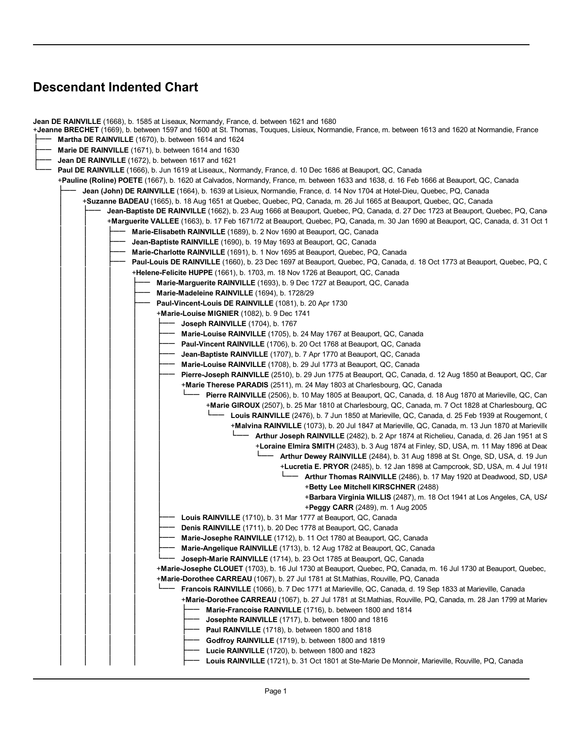# Descendant Indented Chart

**Jean DE RAINVILLE** (1668), b. 1585 at Liseaux, Normandy, France, d. between 1621 and 1680
+**Jeanne BRECHET** (1669), b. between 1597 and 1600 at St. Thomas, Touques, Lisieux, Normandie, France, m. between 1613 and 1620 at Normandie, France

- **Martha DE RAINVILLE** (1670), b. between 1614 and 1624
- **Marie DE RAINVILLE** (1671), b. between 1614 and 1630
- **Jean DE RAINVILLE** (1672), b. between 1617 and 1621
- **Paul DE RAINVILLE** (1666), b. Jun 1619 at Liseaux,, Normandy, France, d. 10 Dec 1686 at Beauport, QC, Canada
  +**Pauline (Roline) POETE** (1667), b. 1620 at Calvados, Normandy, France, m. between 1633 and 1638, d. 16 Feb 1666 at Beauport, QC, Canada
  - **Jean (John) DE RAINVILLE** (1664), b. 1639 at Lisieux, Normandie, France, d. 14 Nov 1704 at Hotel-Dieu, Quebec, PQ, Canada
    +**Suzanne BADEAU** (1665), b. 18 Aug 1651 at Quebec, Quebec, PQ, Canada, m. 26 Jul 1665 at Beauport, Quebec, QC, Canada
    - **Jean-Baptiste DE RAINVILLE** (1662), b. 23 Aug 1666 at Beauport, Quebec, PQ, Canada, d. 27 Dec 1723 at Beauport, Quebec, PQ, Cana
      +**Marguerite VALLEE** (1663), b. 17 Feb 1671/72 at Beauport, Quebec, PQ, Canada, m. 30 Jan 1690 at Beauport, QC, Canada, d. 31 Oct 1
      - **Marie-Elisabeth RAINVILLE** (1689), b. 2 Nov 1690 at Beauport, QC, Canada
      - **Jean-Baptiste RAINVILLE** (1690), b. 19 May 1693 at Beauport, QC, Canada
      - **Marie-Charlotte RAINVILLE** (1691), b. 1 Nov 1695 at Beauport, Quebec, PQ, Canada
      - **Paul-Louis DE RAINVILLE** (1660), b. 23 Dec 1697 at Beauport, Quebec, PQ, Canada, d. 18 Oct 1773 at Beauport, Quebec, PQ, C
        +**Helene-Felicite HUPPE** (1661), b. 1703, m. 18 Nov 1726 at Beauport, QC, Canada
        - **Marie-Marguerite RAINVILLE** (1693), b. 9 Dec 1727 at Beauport, QC, Canada
        - **Marie-Madeleine RAINVILLE** (1694), b. 1728/29
        - **Paul-Vincent-Louis DE RAINVILLE** (1081), b. 20 Apr 1730
          +**Marie-Louise MIGNIER** (1082), b. 9 Dec 1741
          - **Joseph RAINVILLE** (1704), b. 1767
          - **Marie-Louise RAINVILLE** (1705), b. 24 May 1767 at Beauport, QC, Canada
          - **Paul-Vincent RAINVILLE** (1706), b. 20 Oct 1768 at Beauport, QC, Canada
          - **Jean-Baptiste RAINVILLE** (1707), b. 7 Apr 1770 at Beauport, QC, Canada
          - **Marie-Louise RAINVILLE** (1708), b. 29 Jul 1773 at Beauport, QC, Canada
          - **Pierre-Joseph RAINVILLE** (2510), b. 29 Jun 1775 at Beauport, QC, Canada, d. 12 Aug 1850 at Beauport, QC, Car
            +**Marie Therese PARADIS** (2511), m. 24 May 1803 at Charlesbourg, QC, Canada
            - **Pierre RAINVILLE** (2506), b. 10 May 1805 at Beauport, QC, Canada, d. 18 Aug 1870 at Marieville, QC, Can
              +**Marie GIROUX** (2507), b. 25 Mar 1810 at Charlesbourg, QC, Canada, m. 7 Oct 1828 at Charlesbourg, QC
              - **Louis RAINVILLE** (2476), b. 7 Jun 1850 at Marieville, QC, Canada, d. 25 Feb 1939 at Rougemont, (
                +**Malvina RAINVILLE** (1073), b. 20 Jul 1847 at Marieville, QC, Canada, m. 13 Jun 1870 at Marieville
                - **Arthur Joseph RAINVILLE** (2482), b. 2 Apr 1874 at Richelieu, Canada, d. 26 Jan 1951 at S
                  +**Loraine Elmira SMITH** (2483), b. 3 Aug 1874 at Finley, SD, USA, m. 11 May 1896 at Deac
                  - **Arthur Dewey RAINVILLE** (2484), b. 31 Aug 1898 at St. Onge, SD, USA, d. 19 Jun
                    +**Lucretia E. PRYOR** (2485), b. 12 Jan 1898 at Campcrook, SD, USA, m. 4 Jul 1918
                    - **Arthur Thomas RAINVILLE** (2486), b. 17 May 1920 at Deadwood, SD, USA
                      +**Betty Lee Mitchell KIRSCHNER** (2488)
                      +**Barbara Virginia WILLIS** (2487), m. 18 Oct 1941 at Los Angeles, CA, USA
                      +**Peggy CARR** (2489), m. 1 Aug 2005
          - **Louis RAINVILLE** (1710), b. 31 Mar 1777 at Beauport, QC, Canada
          - **Denis RAINVILLE** (1711), b. 20 Dec 1778 at Beauport, QC, Canada
          - **Marie-Josephe RAINVILLE** (1712), b. 11 Oct 1780 at Beauport, QC, Canada
          - **Marie-Angelique RAINVILLE** (1713), b. 12 Aug 1782 at Beauport, QC, Canada
          - **Joseph-Marie RAINVILLE** (1714), b. 23 Oct 1785 at Beauport, QC, Canada

          +**Marie-Josephe CLOUET** (1703), b. 16 Jul 1730 at Beauport, Quebec, PQ, Canada, m. 16 Jul 1730 at Beauport, Quebec,
          +**Marie-Dorothee CARREAU** (1067), b. 27 Jul 1781 at St.Mathias, Rouville, PQ, Canada
          - **Francois RAINVILLE** (1066), b. 7 Dec 1771 at Marieville, QC, Canada, d. 19 Sep 1833 at Marieville, Canada
            +**Marie-Dorothee CARREAU** (1067), b. 27 Jul 1781 at St.Mathias, Rouville, PQ, Canada, m. 28 Jan 1799 at Mariev
            - **Marie-Francoise RAINVILLE** (1716), b. between 1800 and 1814
            - **Josephte RAINVILLE** (1717), b. between 1800 and 1816
            - **Paul RAINVILLE** (1718), b. between 1800 and 1818
            - **Godfroy RAINVILLE** (1719), b. between 1800 and 1819
            - **Lucie RAINVILLE** (1720), b. between 1800 and 1823
            - **Louis RAINVILLE** (1721), b. 31 Oct 1801 at Ste-Marie De Monnoir, Marieville, Rouville, PQ, Canada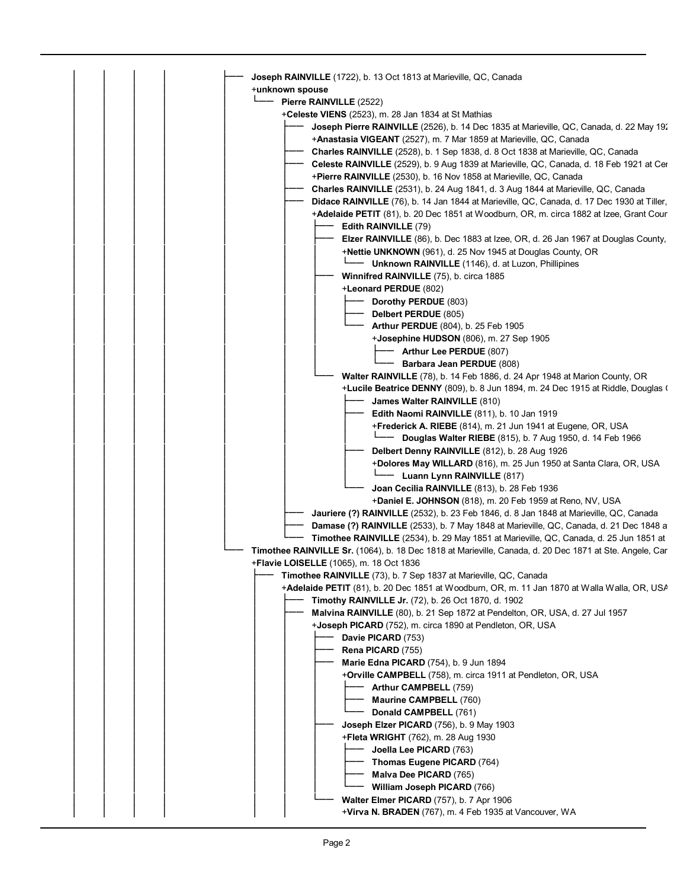- **Joseph RAINVILLE** (1722), b. 13 Oct 1813 at Marieville, QC, Canada
  - +**unknown spouse**
  - **Pierre RAINVILLE** (2522)
    - +**Celeste VIENS** (2523), m. 28 Jan 1834 at St Mathias
    - **Joseph Pierre RAINVILLE** (2526), b. 14 Dec 1835 at Marieville, QC, Canada, d. 22 May 192
      - +**Anastasia VIGEANT** (2527), m. 7 Mar 1859 at Marieville, QC, Canada
    - **Charles RAINVILLE** (2528), b. 1 Sep 1838, d. 8 Oct 1838 at Marieville, QC, Canada
    - **Celeste RAINVILLE** (2529), b. 9 Aug 1839 at Marieville, QC, Canada, d. 18 Feb 1921 at Cer
      - +**Pierre RAINVILLE** (2530), b. 16 Nov 1858 at Marieville, QC, Canada
    - **Charles RAINVILLE** (2531), b. 24 Aug 1841, d. 3 Aug 1844 at Marieville, QC, Canada
    - **Didace RAINVILLE** (76), b. 14 Jan 1844 at Marieville, QC, Canada, d. 17 Dec 1930 at Tiller,
      - +**Adelaide PETIT** (81), b. 20 Dec 1851 at Woodburn, OR, m. circa 1882 at Izee, Grant Cour
      - **Edith RAINVILLE** (79)
      - **Elzer RAINVILLE** (86), b. Dec 1883 at Izee, OR, d. 26 Jan 1967 at Douglas County,
        - +**Nettie UNKNOWN** (961), d. 25 Nov 1945 at Douglas County, OR
        - **Unknown RAINVILLE** (1146), d. at Luzon, Phillipines
      - **Winnifred RAINVILLE** (75), b. circa 1885
        - +**Leonard PERDUE** (802)
        - **Dorothy PERDUE** (803)
        - **Delbert PERDUE** (805)
        - **Arthur PERDUE** (804), b. 25 Feb 1905
          - +**Josephine HUDSON** (806), m. 27 Sep 1905
          - **Arthur Lee PERDUE** (807)
          - **Barbara Jean PERDUE** (808)
      - **Walter RAINVILLE** (78), b. 14 Feb 1886, d. 24 Apr 1948 at Marion County, OR
        - +**Lucile Beatrice DENNY** (809), b. 8 Jun 1894, m. 24 Dec 1915 at Riddle, Douglas (
        - **James Walter RAINVILLE** (810)
        - **Edith Naomi RAINVILLE** (811), b. 10 Jan 1919
          - +**Frederick A. RIEBE** (814), m. 21 Jun 1941 at Eugene, OR, USA
          - **Douglas Walter RIEBE** (815), b. 7 Aug 1950, d. 14 Feb 1966
        - **Delbert Denny RAINVILLE** (812), b. 28 Aug 1926
          - +**Dolores May WILLARD** (816), m. 25 Jun 1950 at Santa Clara, OR, USA
          - **Luann Lynn RAINVILLE** (817)
        - **Joan Cecilia RAINVILLE** (813), b. 28 Feb 1936
          - +**Daniel E. JOHNSON** (818), m. 20 Feb 1959 at Reno, NV, USA
    - **Jauriere (?) RAINVILLE** (2532), b. 23 Feb 1846, d. 8 Jan 1848 at Marieville, QC, Canada
    - **Damase (?) RAINVILLE** (2533), b. 7 May 1848 at Marieville, QC, Canada, d. 21 Dec 1848 a
    - **Timothee RAINVILLE** (2534), b. 29 May 1851 at Marieville, QC, Canada, d. 25 Jun 1851 at
- **Timothee RAINVILLE Sr.** (1064), b. 18 Dec 1818 at Marieville, Canada, d. 20 Dec 1871 at Ste. Angele, Car
  - +**Flavie LOISELLE** (1065), m. 18 Oct 1836
  - **Timothee RAINVILLE** (73), b. 7 Sep 1837 at Marieville, QC, Canada
    - +**Adelaide PETIT** (81), b. 20 Dec 1851 at Woodburn, OR, m. 11 Jan 1870 at Walla Walla, OR, USA
    - **Timothy RAINVILLE Jr.** (72), b. 26 Oct 1870, d. 1902
    - **Malvina RAINVILLE** (80), b. 21 Sep 1872 at Pendelton, OR, USA, d. 27 Jul 1957
      - +**Joseph PICARD** (752), m. circa 1890 at Pendleton, OR, USA
      - **Davie PICARD** (753)
      - **Rena PICARD** (755)
      - **Marie Edna PICARD** (754), b. 9 Jun 1894
        - +**Orville CAMPBELL** (758), m. circa 1911 at Pendleton, OR, USA
        - **Arthur CAMPBELL** (759)
        - **Maurine CAMPBELL** (760)
        - **Donald CAMPBELL** (761)
      - **Joseph Elzer PICARD** (756), b. 9 May 1903
        - +**Fleta WRIGHT** (762), m. 28 Aug 1930
        - **Joella Lee PICARD** (763)
        - **Thomas Eugene PICARD** (764)
        - **Malva Dee PICARD** (765)
        - **William Joseph PICARD** (766)
      - **Walter Elmer PICARD** (757), b. 7 Apr 1906
        - +**Virva N. BRADEN** (767), m. 4 Feb 1935 at Vancouver, WA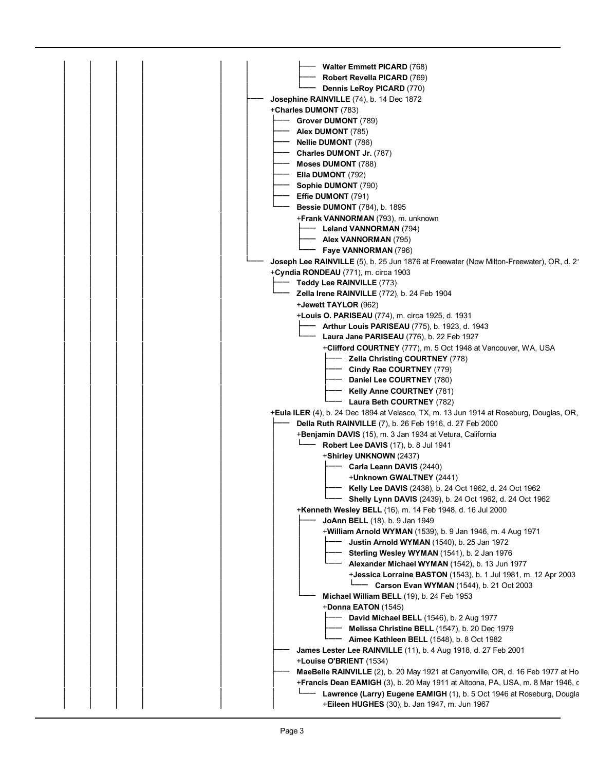- **Walter Emmett PICARD** (768)
- **Robert Revella PICARD** (769)
- **Dennis LeRoy PICARD** (770)

**Josephine RAINVILLE** (74), b. 14 Dec 1872
+**Charles DUMONT** (783)

- **Grover DUMONT** (789)
- **Alex DUMONT** (785)
- **Nellie DUMONT** (786)
- **Charles DUMONT Jr.** (787)
- **Moses DUMONT** (788)
- **Ella DUMONT** (792)
- **Sophie DUMONT** (790)
- **Effie DUMONT** (791)
- **Bessie DUMONT** (784), b. 1895
  +**Frank VANNORMAN** (793), m. unknown
  - **Leland VANNORMAN** (794)
  - **Alex VANNORMAN** (795)
  - **Faye VANNORMAN** (796)

**Joseph Lee RAINVILLE** (5), b. 25 Jun 1876 at Freewater (Now Milton-Freewater), OR, d. 2
+**Cyndia RONDEAU** (771), m. circa 1903

- **Teddy Lee RAINVILLE** (773)
- **Zella Irene RAINVILLE** (772), b. 24 Feb 1904
  +**Jewett TAYLOR** (962)
  +**Louis O. PARISEAU** (774), m. circa 1925, d. 1931
  - **Arthur Louis PARISEAU** (775), b. 1923, d. 1943
  - **Laura Jane PARISEAU** (776), b. 22 Feb 1927
    +**Clifford COURTNEY** (777), m. 5 Oct 1948 at Vancouver, WA, USA
    - **Zella Christing COURTNEY** (778)
    - **Cindy Rae COURTNEY** (779)
    - **Daniel Lee COURTNEY** (780)
    - **Kelly Anne COURTNEY** (781)
    - **Laura Beth COURTNEY** (782)

+**Eula ILER** (4), b. 24 Dec 1894 at Velasco, TX, m. 13 Jun 1914 at Roseburg, Douglas, OR,

- **Della Ruth RAINVILLE** (7), b. 26 Feb 1916, d. 27 Feb 2000
  +**Benjamin DAVIS** (15), m. 3 Jan 1934 at Vetura, California
  - **Robert Lee DAVIS** (17), b. 8 Jul 1941
    +**Shirley UNKNOWN** (2437)
    - **Carla Leann DAVIS** (2440)
      +**Unknown GWALTNEY** (2441)
    - **Kelly Lee DAVIS** (2438), b. 24 Oct 1962, d. 24 Oct 1962
    - **Shelly Lynn DAVIS** (2439), b. 24 Oct 1962, d. 24 Oct 1962

  +**Kenneth Wesley BELL** (16), m. 14 Feb 1948, d. 16 Jul 2000
  - **JoAnn BELL** (18), b. 9 Jan 1949
    +**William Arnold WYMAN** (1539), b. 9 Jan 1946, m. 4 Aug 1971
    - **Justin Arnold WYMAN** (1540), b. 25 Jan 1972
    - **Sterling Wesley WYMAN** (1541), b. 2 Jan 1976
    - **Alexander Michael WYMAN** (1542), b. 13 Jun 1977
      +**Jessica Lorraine BASTON** (1543), b. 1 Jul 1981, m. 12 Apr 2003
      - **Carson Evan WYMAN** (1544), b. 21 Oct 2003
  - **Michael William BELL** (19), b. 24 Feb 1953
    +**Donna EATON** (1545)
    - **David Michael BELL** (1546), b. 2 Aug 1977
    - **Melissa Christine BELL** (1547), b. 20 Dec 1979
    - **Aimee Kathleen BELL** (1548), b. 8 Oct 1982
- **James Lester Lee RAINVILLE** (11), b. 4 Aug 1918, d. 27 Feb 2001
  +**Louise O'BRIENT** (1534)
- **MaeBelle RAINVILLE** (2), b. 20 May 1921 at Canyonville, OR, d. 16 Feb 1977 at Ho
  +**Francis Dean EAMIGH** (3), b. 20 May 1911 at Altoona, PA, USA, m. 8 Mar 1946, c
  - **Lawrence (Larry) Eugene EAMIGH** (1), b. 5 Oct 1946 at Roseburg, Dougla
    +**Eileen HUGHES** (30), b. Jan 1947, m. Jun 1967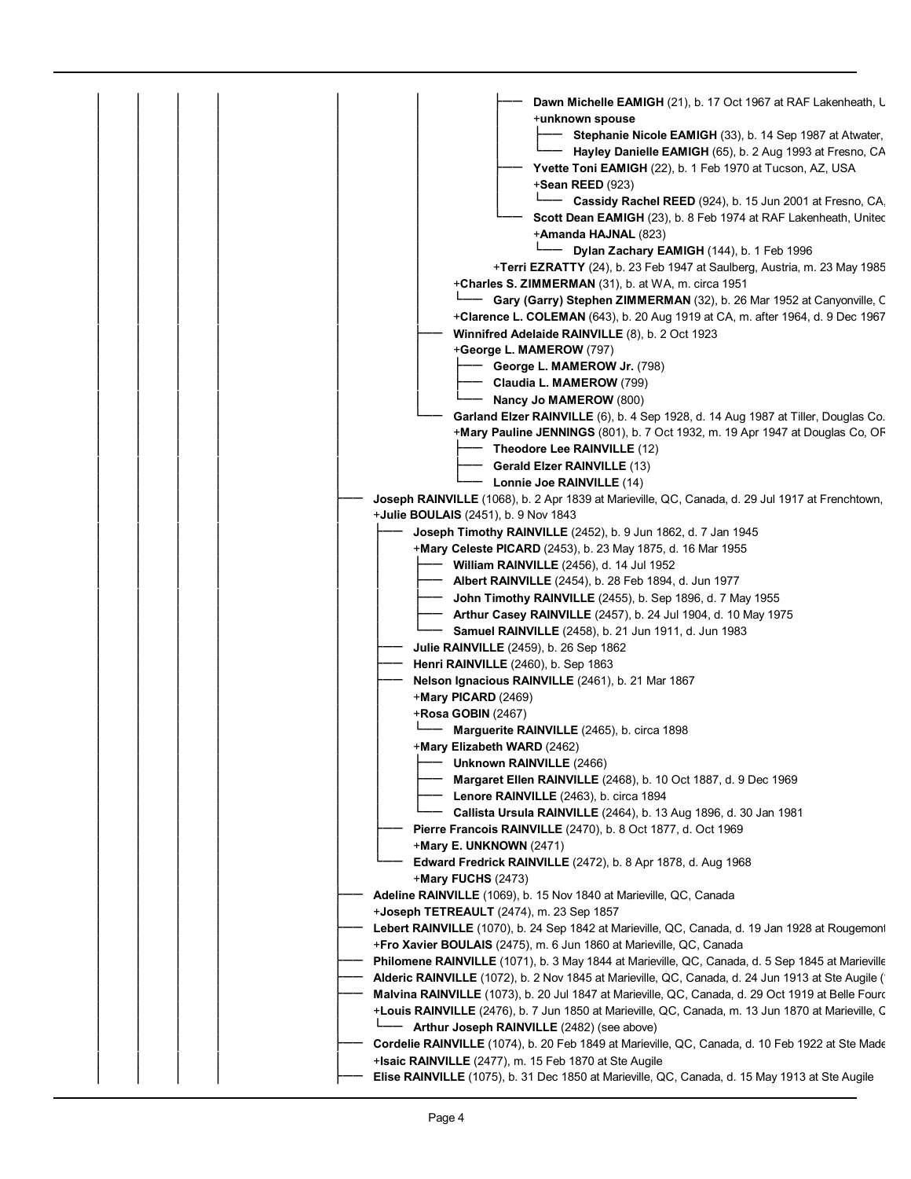- **Dawn Michelle EAMIGH** (21), b. 17 Oct 1967 at RAF Lakenheath, U
  - +**unknown spouse**
    - **Stephanie Nicole EAMIGH** (33), b. 14 Sep 1987 at Atwater,
    - **Hayley Danielle EAMIGH** (65), b. 2 Aug 1993 at Fresno, CA
- **Yvette Toni EAMIGH** (22), b. 1 Feb 1970 at Tucson, AZ, USA
  - +**Sean REED** (923)
    - **Cassidy Rachel REED** (924), b. 15 Jun 2001 at Fresno, CA,
- **Scott Dean EAMIGH** (23), b. 8 Feb 1974 at RAF Lakenheath, Unitec
  - +**Amanda HAJNAL** (823)
    - **Dylan Zachary EAMIGH** (144), b. 1 Feb 1996

+**Terri EZRATTY** (24), b. 23 Feb 1947 at Saulberg, Austria, m. 23 May 1985

+**Charles S. ZIMMERMAN** (31), b. at WA, m. circa 1951
- **Gary (Garry) Stephen ZIMMERMAN** (32), b. 26 Mar 1952 at Canyonville, C

+**Clarence L. COLEMAN** (643), b. 20 Aug 1919 at CA, m. after 1964, d. 9 Dec 1967

- **Winnifred Adelaide RAINVILLE** (8), b. 2 Oct 1923
  - +**George L. MAMEROW** (797)
    - **George L. MAMEROW Jr.** (798)
    - **Claudia L. MAMEROW** (799)
    - **Nancy Jo MAMEROW** (800)
- **Garland Elzer RAINVILLE** (6), b. 4 Sep 1928, d. 14 Aug 1987 at Tiller, Douglas Co.
  - +**Mary Pauline JENNINGS** (801), b. 7 Oct 1932, m. 19 Apr 1947 at Douglas Co, OF
    - **Theodore Lee RAINVILLE** (12)
    - **Gerald Elzer RAINVILLE** (13)
    - **Lonnie Joe RAINVILLE** (14)

- **Joseph RAINVILLE** (1068), b. 2 Apr 1839 at Marieville, QC, Canada, d. 29 Jul 1917 at Frenchtown,
  - +**Julie BOULAIS** (2451), b. 9 Nov 1843
    - **Joseph Timothy RAINVILLE** (2452), b. 9 Jun 1862, d. 7 Jan 1945
      - +**Mary Celeste PICARD** (2453), b. 23 May 1875, d. 16 Mar 1955
        - **William RAINVILLE** (2456), d. 14 Jul 1952
        - **Albert RAINVILLE** (2454), b. 28 Feb 1894, d. Jun 1977
        - **John Timothy RAINVILLE** (2455), b. Sep 1896, d. 7 May 1955
        - **Arthur Casey RAINVILLE** (2457), b. 24 Jul 1904, d. 10 May 1975
        - **Samuel RAINVILLE** (2458), b. 21 Jun 1911, d. Jun 1983
    - **Julie RAINVILLE** (2459), b. 26 Sep 1862
    - **Henri RAINVILLE** (2460), b. Sep 1863
    - **Nelson Ignacious RAINVILLE** (2461), b. 21 Mar 1867
      - +**Mary PICARD** (2469)
      - +**Rosa GOBIN** (2467)
        - **Marguerite RAINVILLE** (2465), b. circa 1898
      - +**Mary Elizabeth WARD** (2462)
        - **Unknown RAINVILLE** (2466)
        - **Margaret Ellen RAINVILLE** (2468), b. 10 Oct 1887, d. 9 Dec 1969
        - **Lenore RAINVILLE** (2463), b. circa 1894
        - **Callista Ursula RAINVILLE** (2464), b. 13 Aug 1896, d. 30 Jan 1981
    - **Pierre Francois RAINVILLE** (2470), b. 8 Oct 1877, d. Oct 1969
      - +**Mary E. UNKNOWN** (2471)
    - **Edward Fredrick RAINVILLE** (2472), b. 8 Apr 1878, d. Aug 1968
      - +**Mary FUCHS** (2473)
- **Adeline RAINVILLE** (1069), b. 15 Nov 1840 at Marieville, QC, Canada
  - +**Joseph TETREAULT** (2474), m. 23 Sep 1857
- **Lebert RAINVILLE** (1070), b. 24 Sep 1842 at Marieville, QC, Canada, d. 19 Jan 1928 at Rougemont
  - +**Fro Xavier BOULAIS** (2475), m. 6 Jun 1860 at Marieville, QC, Canada
- **Philomene RAINVILLE** (1071), b. 3 May 1844 at Marieville, QC, Canada, d. 5 Sep 1845 at Marieville
- **Alderic RAINVILLE** (1072), b. 2 Nov 1845 at Marieville, QC, Canada, d. 24 Jun 1913 at Ste Augile (
- **Malvina RAINVILLE** (1073), b. 20 Jul 1847 at Marieville, QC, Canada, d. 29 Oct 1919 at Belle Fourc
  - +**Louis RAINVILLE** (2476), b. 7 Jun 1850 at Marieville, QC, Canada, m. 13 Jun 1870 at Marieville, C
    - **Arthur Joseph RAINVILLE** (2482) (see above)
- **Cordelie RAINVILLE** (1074), b. 20 Feb 1849 at Marieville, QC, Canada, d. 10 Feb 1922 at Ste Made
  - +**Isaic RAINVILLE** (2477), m. 15 Feb 1870 at Ste Augile
- **Elise RAINVILLE** (1075), b. 31 Dec 1850 at Marieville, QC, Canada, d. 15 May 1913 at Ste Augile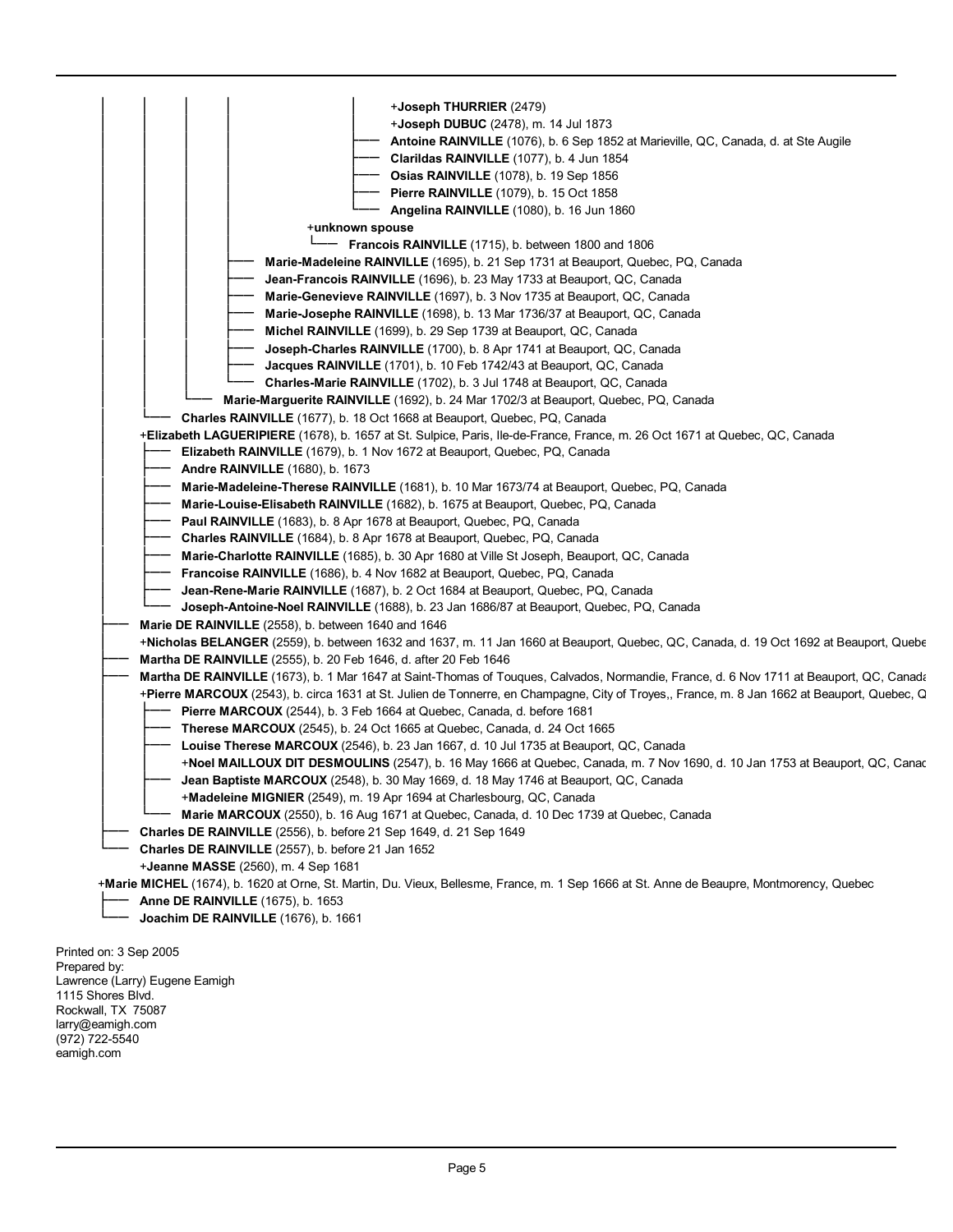+**Joseph THURRIER** (2479)

+**Joseph DUBUC** (2478), m. 14 Jul 1873

- **Antoine RAINVILLE** (1076), b. 6 Sep 1852 at Marieville, QC, Canada, d. at Ste Augile
- **Clarildas RAINVILLE** (1077), b. 4 Jun 1854
- **Osias RAINVILLE** (1078), b. 19 Sep 1856
- **Pierre RAINVILLE** (1079), b. 15 Oct 1858
- **Angelina RAINVILLE** (1080), b. 16 Jun 1860

+**unknown spouse**

- **Francois RAINVILLE** (1715), b. between 1800 and 1806

- **Marie-Madeleine RAINVILLE** (1695), b. 21 Sep 1731 at Beauport, Quebec, PQ, Canada
- **Jean-Francois RAINVILLE** (1696), b. 23 May 1733 at Beauport, QC, Canada
- **Marie-Genevieve RAINVILLE** (1697), b. 3 Nov 1735 at Beauport, QC, Canada
- **Marie-Josephe RAINVILLE** (1698), b. 13 Mar 1736/37 at Beauport, QC, Canada
- **Michel RAINVILLE** (1699), b. 29 Sep 1739 at Beauport, QC, Canada
- **Joseph-Charles RAINVILLE** (1700), b. 8 Apr 1741 at Beauport, QC, Canada
- **Jacques RAINVILLE** (1701), b. 10 Feb 1742/43 at Beauport, QC, Canada
- **Charles-Marie RAINVILLE** (1702), b. 3 Jul 1748 at Beauport, QC, Canada

- **Marie-Marguerite RAINVILLE** (1692), b. 24 Mar 1702/3 at Beauport, Quebec, PQ, Canada

- **Charles RAINVILLE** (1677), b. 18 Oct 1668 at Beauport, Quebec, PQ, Canada

+**Elizabeth LAGUERIPIERE** (1678), b. 1657 at St. Sulpice, Paris, Ile-de-France, France, m. 26 Oct 1671 at Quebec, QC, Canada

- **Elizabeth RAINVILLE** (1679), b. 1 Nov 1672 at Beauport, Quebec, PQ, Canada
- **Andre RAINVILLE** (1680), b. 1673
- **Marie-Madeleine-Therese RAINVILLE** (1681), b. 10 Mar 1673/74 at Beauport, Quebec, PQ, Canada
- **Marie-Louise-Elisabeth RAINVILLE** (1682), b. 1675 at Beauport, Quebec, PQ, Canada
- **Paul RAINVILLE** (1683), b. 8 Apr 1678 at Beauport, Quebec, PQ, Canada
- **Charles RAINVILLE** (1684), b. 8 Apr 1678 at Beauport, Quebec, PQ, Canada
- **Marie-Charlotte RAINVILLE** (1685), b. 30 Apr 1680 at Ville St Joseph, Beauport, QC, Canada
- **Francoise RAINVILLE** (1686), b. 4 Nov 1682 at Beauport, Quebec, PQ, Canada
- **Jean-Rene-Marie RAINVILLE** (1687), b. 2 Oct 1684 at Beauport, Quebec, PQ, Canada
- **Joseph-Antoine-Noel RAINVILLE** (1688), b. 23 Jan 1686/87 at Beauport, Quebec, PQ, Canada

- **Marie DE RAINVILLE** (2558), b. between 1640 and 1646

  +**Nicholas BELANGER** (2559), b. between 1632 and 1637, m. 11 Jan 1660 at Beauport, Quebec, QC, Canada, d. 19 Oct 1692 at Beauport, Quebe

- **Martha DE RAINVILLE** (2555), b. 20 Feb 1646, d. after 20 Feb 1646
- **Martha DE RAINVILLE** (1673), b. 1 Mar 1647 at Saint-Thomas of Touques, Calvados, Normandie, France, d. 6 Nov 1711 at Beauport, QC, Canada

  +**Pierre MARCOUX** (2543), b. circa 1631 at St. Julien de Tonnerre, en Champagne, City of Troyes,, France, m. 8 Jan 1662 at Beauport, Quebec, Q

  - **Pierre MARCOUX** (2544), b. 3 Feb 1664 at Quebec, Canada, d. before 1681
  - **Therese MARCOUX** (2545), b. 24 Oct 1665 at Quebec, Canada, d. 24 Oct 1665
  - **Louise Therese MARCOUX** (2546), b. 23 Jan 1667, d. 10 Jul 1735 at Beauport, QC, Canada

    +**Noel MAILLOUX DIT DESMOULINS** (2547), b. 16 May 1666 at Quebec, Canada, m. 7 Nov 1690, d. 10 Jan 1753 at Beauport, QC, Canad

  - **Jean Baptiste MARCOUX** (2548), b. 30 May 1669, d. 18 May 1746 at Beauport, QC, Canada

    +**Madeleine MIGNIER** (2549), m. 19 Apr 1694 at Charlesbourg, QC, Canada

  - **Marie MARCOUX** (2550), b. 16 Aug 1671 at Quebec, Canada, d. 10 Dec 1739 at Quebec, Canada

- **Charles DE RAINVILLE** (2556), b. before 21 Sep 1649, d. 21 Sep 1649
- **Charles DE RAINVILLE** (2557), b. before 21 Jan 1652

  +**Jeanne MASSE** (2560), m. 4 Sep 1681

+**Marie MICHEL** (1674), b. 1620 at Orne, St. Martin, Du. Vieux, Bellesme, France, m. 1 Sep 1666 at St. Anne de Beaupre, Montmorency, Quebec

- **Anne DE RAINVILLE** (1675), b. 1653
- **Joachim DE RAINVILLE** (1676), b. 1661

Printed on: 3 Sep 2005
Prepared by:
Lawrence (Larry) Eugene Eamigh
1115 Shores Blvd.
Rockwall, TX 75087
larry@eamigh.com
(972) 722-5540
eamigh.com